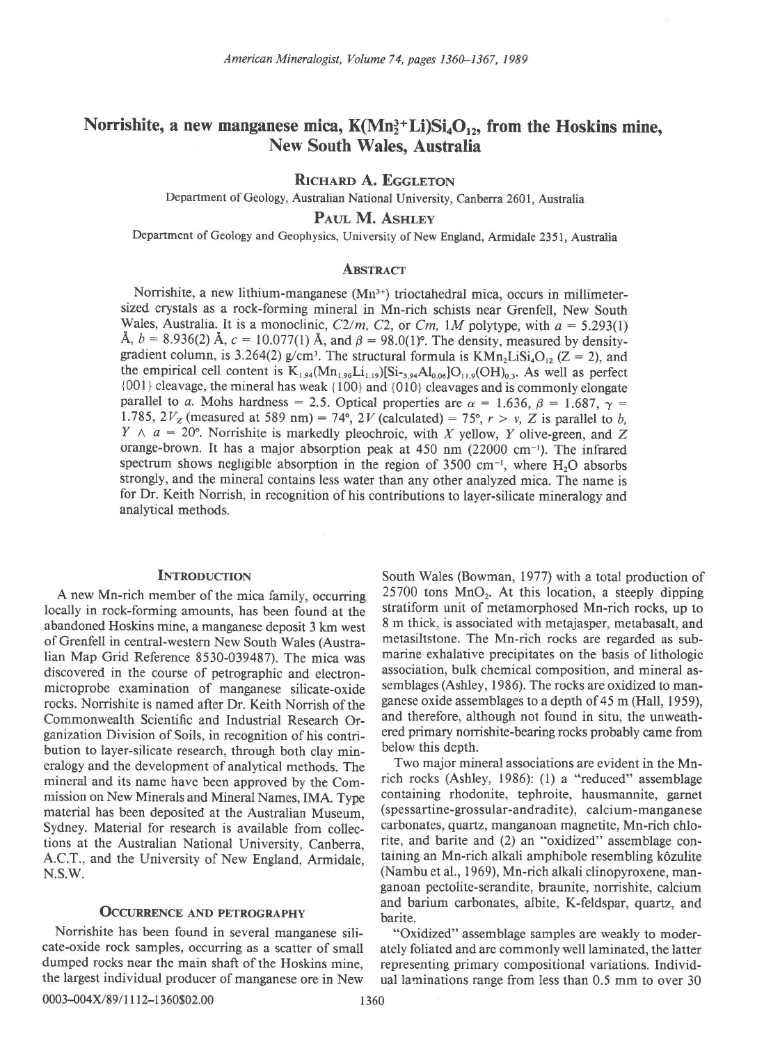# Norrishite, a new manganese mica, $K(Mn_2^{3+}Li)Si_4O_{12}$, from the Hoskins mine, New South Wales, Australia

**Richard A. Eggleton**

Department of Geology, Australian National University, Canberra 2601, Australia

**Paul M. Ashley**

Department of Geology and Geophysics, University of New England, Armidale 2351, Australia

## Abstract

Norrishite, a new lithium-manganese ($Mn^{3+}$) trioctahedral mica, occurs in millimeter-sized crystals as a rock-forming mineral in Mn-rich schists near Grenfell, New South Wales, Australia. It is a monoclinic, *C2/m*, *C2*, or *Cm*, *1M* polytype, with $a = 5.293(1)$ Å, $b = 8.936(2)$ Å, $c = 10.077(1)$ Å, and $\beta = 98.0(1)°$. The density, measured by density-gradient column, is 3.264(2) g/cm³. The structural formula is $KMn_2LiSi_4O_{12}$ ($Z = 2$), and the empirical cell content is $K_{1.94}(Mn_{1.96}Li_{1.19})[Si_{\sim 3.94}Al_{0.06}]O_{11.9}(OH)_{0.3}$. As well as perfect {001} cleavage, the mineral has weak {100} and {010} cleavages and is commonly elongate parallel to *a*. Mohs hardness = 2.5. Optical properties are $\alpha = 1.636$, $\beta = 1.687$, $\gamma = 1.785$, $2V_Z$ (measured at 589 nm) = 74°, $2V$ (calculated) = 75°, $r > v$, *Z* is parallel to *b*, $Y \wedge a = 20°$. Norrishite is markedly pleochroic, with *X* yellow, *Y* olive-green, and *Z* orange-brown. It has a major absorption peak at 450 nm (22000 cm⁻¹). The infrared spectrum shows negligible absorption in the region of 3500 cm⁻¹, where $H_2O$ absorbs strongly, and the mineral contains less water than any other analyzed mica. The name is for Dr. Keith Norrish, in recognition of his contributions to layer-silicate mineralogy and analytical methods.

## Introduction

A new Mn-rich member of the mica family, occurring locally in rock-forming amounts, has been found at the abandoned Hoskins mine, a manganese deposit 3 km west of Grenfell in central-western New South Wales (Australian Map Grid Reference 8530-039487). The mica was discovered in the course of petrographic and electron-microprobe examination of manganese silicate-oxide rocks. Norrishite is named after Dr. Keith Norrish of the Commonwealth Scientific and Industrial Research Organization Division of Soils, in recognition of his contribution to layer-silicate research, through both clay mineralogy and the development of analytical methods. The mineral and its name have been approved by the Commission on New Minerals and Mineral Names, IMA. Type material has been deposited at the Australian Museum, Sydney. Material for research is available from collections at the Australian National University, Canberra, A.C.T., and the University of New England, Armidale, N.S.W.

## Occurrence and Petrography

Norrishite has been found in several manganese silicate-oxide rock samples, occurring as a scatter of small dumped rocks near the main shaft of the Hoskins mine, the largest individual producer of manganese ore in New South Wales (Bowman, 1977) with a total production of 25700 tons $MnO_2$. At this location, a steeply dipping stratiform unit of metamorphosed Mn-rich rocks, up to 8 m thick, is associated with metajasper, metabasalt, and metasiltstone. The Mn-rich rocks are regarded as submarine exhalative precipitates on the basis of lithologic association, bulk chemical composition, and mineral assemblages (Ashley, 1986). The rocks are oxidized to manganese oxide assemblages to a depth of 45 m (Hall, 1959), and therefore, although not found in situ, the unweathered primary norrishite-bearing rocks probably came from below this depth.

Two major mineral associations are evident in the Mn-rich rocks (Ashley, 1986): (1) a "reduced" assemblage containing rhodonite, tephroite, hausmannite, garnet (spessartine-grossular-andradite), calcium-manganese carbonates, quartz, manganoan magnetite, Mn-rich chlorite, and barite and (2) an "oxidized" assemblage containing an Mn-rich alkali amphibole resembling kôzulite (Nambu et al., 1969), Mn-rich alkali clinopyroxene, manganoan pectolite-serandite, braunite, norrishite, calcium and barium carbonates, albite, K-feldspar, quartz, and barite.

"Oxidized" assemblage samples are weakly to moderately foliated and are commonly well laminated, the latter representing primary compositional variations. Individual laminations range from less than 0.5 mm to over 30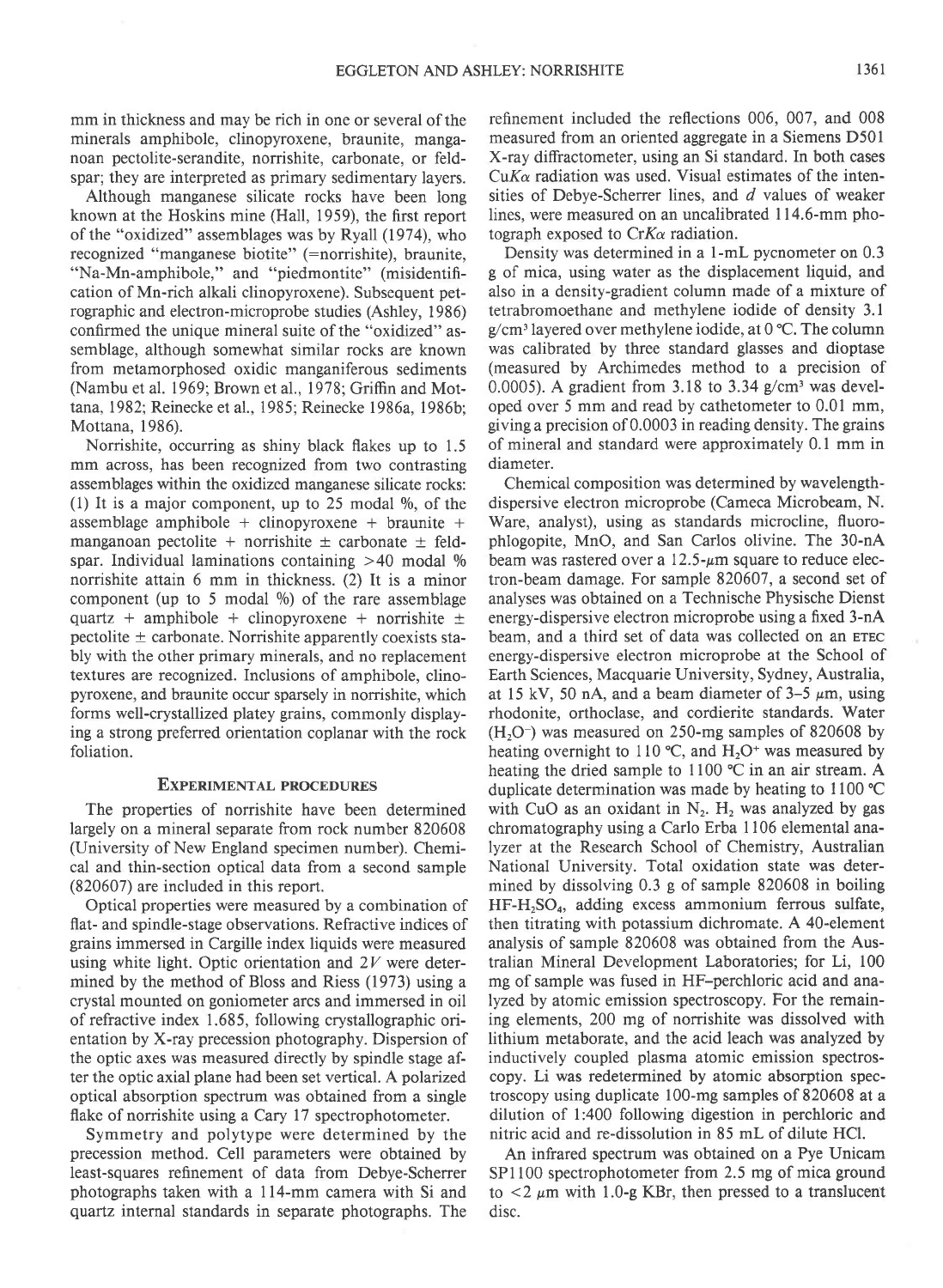mm in thickness and may be rich in one or several of the minerals amphibole, clinopyroxene, braunite, manganoan pectolite-serandite, norrishite, carbonate, or feldspar; they are interpreted as primary sedimentary layers.

Although manganese silicate rocks have been long known at the Hoskins mine (Hall, 1959), the first report of the "oxidized" assemblages was by Ryall (1974), who recognized "manganese biotite" (=norrishite), braunite, "Na-Mn-amphibole," and "piedmontite" (misidentification of Mn-rich alkali clinopyroxene). Subsequent petrographic and electron-microprobe studies (Ashley, 1986) confirmed the unique mineral suite of the "oxidized" assemblage, although somewhat similar rocks are known from metamorphosed oxidic manganiferous sediments (Nambu et al. 1969; Brown et al., 1978; Griffin and Mottana, 1982; Reinecke et al., 1985; Reinecke 1986a, 1986b; Mottana, 1986).

Norrishite, occurring as shiny black flakes up to 1.5 mm across, has been recognized from two contrasting assemblages within the oxidized manganese silicate rocks: (1) It is a major component, up to 25 modal %, of the assemblage amphibole + clinopyroxene + braunite + manganoan pectolite + norrishite ± carbonate ± feldspar. Individual laminations containing >40 modal % norrishite attain 6 mm in thickness. (2) It is a minor component (up to 5 modal %) of the rare assemblage quartz + amphibole + clinopyroxene + norrishite ± pectolite ± carbonate. Norrishite apparently coexists stably with the other primary minerals, and no replacement textures are recognized. Inclusions of amphibole, clinopyroxene, and braunite occur sparsely in norrishite, which forms well-crystallized platey grains, commonly displaying a strong preferred orientation coplanar with the rock foliation.

## Experimental procedures

The properties of norrishite have been determined largely on a mineral separate from rock number 820608 (University of New England specimen number). Chemical and thin-section optical data from a second sample (820607) are included in this report.

Optical properties were measured by a combination of flat- and spindle-stage observations. Refractive indices of grains immersed in Cargille index liquids were measured using white light. Optic orientation and $2V$ were determined by the method of Bloss and Riess (1973) using a crystal mounted on goniometer arcs and immersed in oil of refractive index 1.685, following crystallographic orientation by X-ray precession photography. Dispersion of the optic axes was measured directly by spindle stage after the optic axial plane had been set vertical. A polarized optical absorption spectrum was obtained from a single flake of norrishite using a Cary 17 spectrophotometer.

Symmetry and polytype were determined by the precession method. Cell parameters were obtained by least-squares refinement of data from Debye-Scherrer photographs taken with a 114-mm camera with Si and quartz internal standards in separate photographs. The refinement included the reflections 006, 007, and 008 measured from an oriented aggregate in a Siemens D501 X-ray diffractometer, using an Si standard. In both cases $CuK\alpha$ radiation was used. Visual estimates of the intensities of Debye-Scherrer lines, and $d$ values of weaker lines, were measured on an uncalibrated 114.6-mm photograph exposed to $CrK\alpha$ radiation.

Density was determined in a 1-mL pycnometer on 0.3 g of mica, using water as the displacement liquid, and also in a density-gradient column made of a mixture of tetrabromoethane and methylene iodide of density 3.1 $g/cm^3$ layered over methylene iodide, at 0 °C. The column was calibrated by three standard glasses and dioptase (measured by Archimedes method to a precision of 0.0005). A gradient from 3.18 to 3.34 $g/cm^3$ was developed over 5 mm and read by cathetometer to 0.01 mm, giving a precision of 0.0003 in reading density. The grains of mineral and standard were approximately 0.1 mm in diameter.

Chemical composition was determined by wavelength-dispersive electron microprobe (Cameca Microbeam, N. Ware, analyst), using as standards microcline, fluorophlogopite, MnO, and San Carlos olivine. The 30-nA beam was rastered over a 12.5-μm square to reduce electron-beam damage. For sample 820607, a second set of analyses was obtained on a Technische Physische Dienst energy-dispersive electron microprobe using a fixed 3-nA beam, and a third set of data was collected on an ETEC energy-dispersive electron microprobe at the School of Earth Sciences, Macquarie University, Sydney, Australia, at 15 kV, 50 nA, and a beam diameter of 3–5 μm, using rhodonite, orthoclase, and cordierite standards. Water ($H_2O^-$) was measured on 250-mg samples of 820608 by heating overnight to 110 °C, and $H_2O^+$ was measured by heating the dried sample to 1100 °C in an air stream. A duplicate determination was made by heating to 1100 °C with CuO as an oxidant in $N_2$. $H_2$ was analyzed by gas chromatography using a Carlo Erba 1106 elemental analyzer at the Research School of Chemistry, Australian National University. Total oxidation state was determined by dissolving 0.3 g of sample 820608 in boiling $HF$-$H_2SO_4$, adding excess ammonium ferrous sulfate, then titrating with potassium dichromate. A 40-element analysis of sample 820608 was obtained from the Australian Mineral Development Laboratories; for Li, 100 mg of sample was fused in HF–perchloric acid and analyzed by atomic emission spectroscopy. For the remaining elements, 200 mg of norrishite was dissolved with lithium metaborate, and the acid leach was analyzed by inductively coupled plasma atomic emission spectroscopy. Li was redetermined by atomic absorption spectroscopy using duplicate 100-mg samples of 820608 at a dilution of 1:400 following digestion in perchloric and nitric acid and re-dissolution in 85 mL of dilute HCl.

An infrared spectrum was obtained on a Pye Unicam SP1100 spectrophotometer from 2.5 mg of mica ground to <2 μm with 1.0-g KBr, then pressed to a translucent disc.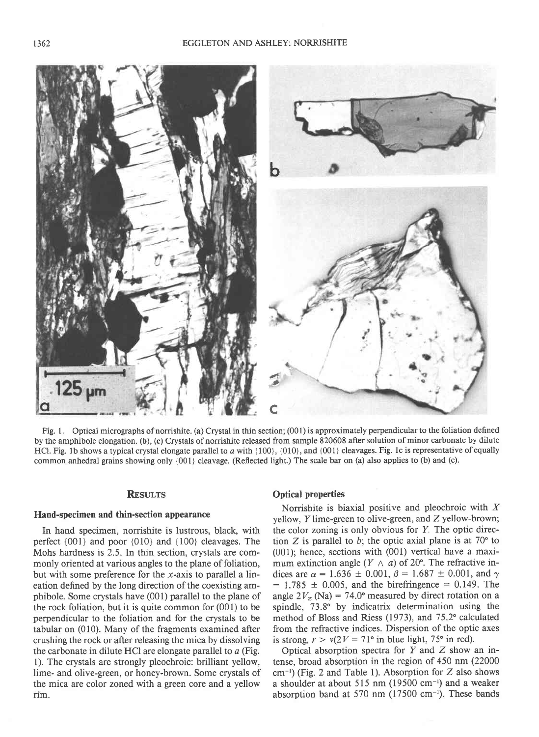Fig. 1. Optical micrographs of norrishite. (a) Crystal in thin section; (001) is approximately perpendicular to the foliation defined by the amphibole elongation. (b), (c) Crystals of norrishite released from sample 820608 after solution of minor carbonate by dilute HCl. Fig. 1b shows a typical crystal elongate parallel to *a* with {100}, {010}, and {001} cleavages. Fig. 1c is representative of equally common anhedral grains showing only {001} cleavage. (Reflected light.) The scale bar on (a) also applies to (b) and (c).

## Results

### Hand-specimen and thin-section appearance

In hand specimen, norrishite is lustrous, black, with perfect {001} and poor {010} and {100} cleavages. The Mohs hardness is 2.5. In thin section, crystals are commonly oriented at various angles to the plane of foliation, but with some preference for the *x*-axis to parallel a lineation defined by the long direction of the coexisting amphibole. Some crystals have (001) parallel to the plane of the rock foliation, but it is quite common for (001) to be perpendicular to the foliation and for the crystals to be tabular on (010). Many of the fragments examined after crushing the rock or after releasing the mica by dissolving the carbonate in dilute HCl are elongate parallel to *a* (Fig. 1). The crystals are strongly pleochroic: brilliant yellow, lime- and olive-green, or honey-brown. Some crystals of the mica are color zoned with a green core and a yellow rim.

### Optical properties

Norrishite is biaxial positive and pleochroic with $X$ yellow, $Y$ lime-green to olive-green, and $Z$ yellow-brown; the color zoning is only obvious for $Y$. The optic direction $Z$ is parallel to $b$; the optic axial plane is at 70° to (001); hence, sections with (001) vertical have a maximum extinction angle ($Y \wedge a$) of 20°. The refractive indices are $\alpha = 1.636 \pm 0.001$, $\beta = 1.687 \pm 0.001$, and $\gamma = 1.785 \pm 0.005$, and the birefringence = 0.149. The angle $2V_Z$ (Na) = 74.0° measured by direct rotation on a spindle, 73.8° by indicatrix determination using the method of Bloss and Riess (1973), and 75.2° calculated from the refractive indices. Dispersion of the optic axes is strong, $r > v$($2V$ = 71° in blue light, 75° in red).

Optical absorption spectra for $Y$ and $Z$ show an intense, broad absorption in the region of 450 nm (22000 $cm^{-1}$) (Fig. 2 and Table 1). Absorption for $Z$ also shows a shoulder at about 515 nm (19500 $cm^{-1}$) and a weaker absorption band at 570 nm (17500 $cm^{-1}$). These bands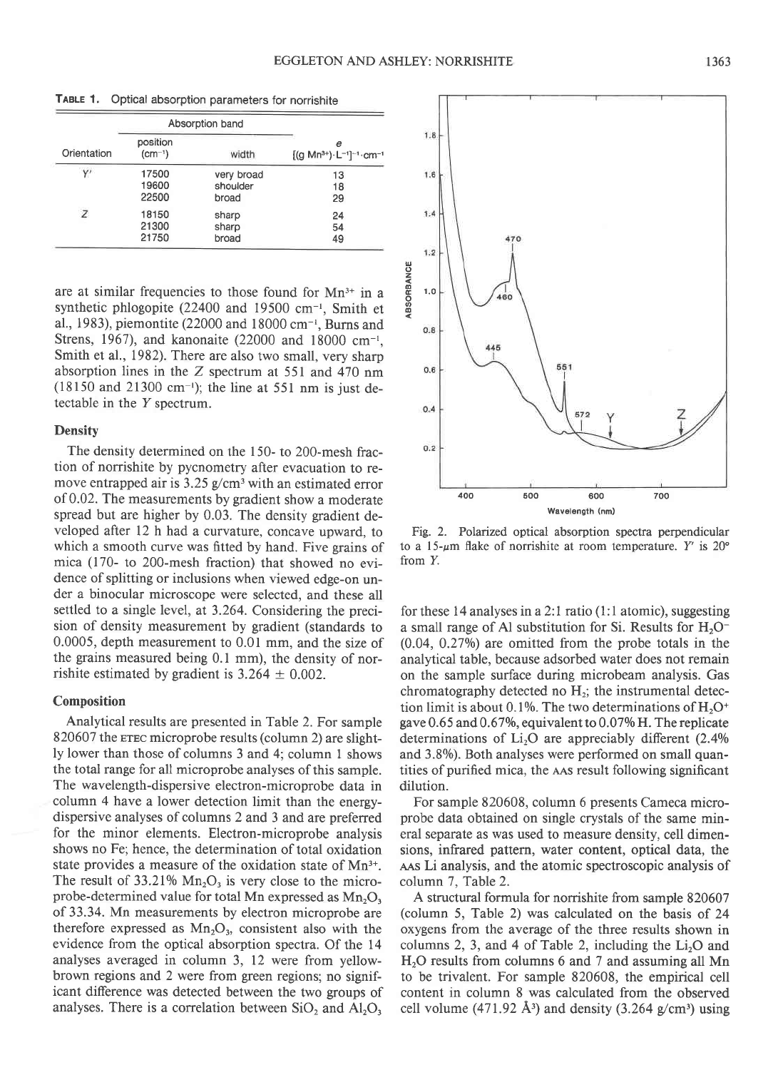**Table 1.** Optical absorption parameters for norrishite

| Orientation | Absorption band position ($cm^{-1}$) | width | e [(g $Mn^{3+}$)·$L^{-1}$]$^{-1}$·$cm^{-1}$ |
|---|---|---|---|
| Y′ | 17500 | very broad | 13 |
| | 19600 | shoulder | 18 |
| | 22500 | broad | 29 |
| Z | 18150 | sharp | 24 |
| | 21300 | sharp | 54 |
| | 21750 | broad | 49 |

are at similar frequencies to those found for $Mn^{3+}$ in a synthetic phlogopite (22400 and 19500 $cm^{-1}$, Smith et al., 1983), piemontite (22000 and 18000 $cm^{-1}$, Burns and Strens, 1967), and kanonaite (22000 and 18000 $cm^{-1}$, Smith et al., 1982). There are also two small, very sharp absorption lines in the Z spectrum at 551 and 470 nm (18150 and 21300 $cm^{-1}$); the line at 551 nm is just detectable in the Y spectrum.

### Density

The density determined on the 150- to 200-mesh fraction of norrishite by pycnometry after evacuation to remove entrapped air is 3.25 $g/cm^3$ with an estimated error of 0.02. The measurements by gradient show a moderate spread but are higher by 0.03. The density gradient developed after 12 h had a curvature, concave upward, to which a smooth curve was fitted by hand. Five grains of mica (170- to 200-mesh fraction) that showed no evidence of splitting or inclusions when viewed edge-on under a binocular microscope were selected, and these all settled to a single level, at 3.264. Considering the precision of density measurement by gradient (standards to 0.0005, depth measurement to 0.01 mm, and the size of the grains measured being 0.1 mm), the density of norrishite estimated by gradient is 3.264 ± 0.002.

### Composition

Analytical results are presented in Table 2. For sample 820607 the ETEC microprobe results (column 2) are slightly lower than those of columns 3 and 4; column 1 shows the total range for all microprobe analyses of this sample. The wavelength-dispersive electron-microprobe data in column 4 have a lower detection limit than the energy-dispersive analyses of columns 2 and 3 and are preferred for the minor elements. Electron-microprobe analysis shows no Fe; hence, the determination of total oxidation state provides a measure of the oxidation state of $Mn^{3+}$. The result of 33.21% $Mn_2O_3$ is very close to the microprobe-determined value for total Mn expressed as $Mn_2O_3$ of 33.34. Mn measurements by electron microprobe are therefore expressed as $Mn_2O_3$, consistent also with the evidence from the optical absorption spectra. Of the 14 analyses averaged in column 3, 12 were from yellow-brown regions and 2 were from green regions; no significant difference was detected between the two groups of analyses. There is a correlation between $SiO_2$ and $Al_2O_3$ for these 14 analyses in a 2:1 ratio (1:1 atomic), suggesting a small range of Al substitution for Si. Results for $H_2O^-$ (0.04, 0.27%) are omitted from the probe totals in the analytical table, because adsorbed water does not remain on the sample surface during microbeam analysis. Gas chromatography detected no $H_2$; the instrumental detection limit is about 0.1%. The two determinations of $H_2O^+$ gave 0.65 and 0.67%, equivalent to 0.07% H. The replicate determinations of $Li_2O$ are appreciably different (2.4% and 3.8%). Both analyses were performed on small quantities of purified mica, the AAS result following significant dilution.

For sample 820608, column 6 presents Cameca microprobe data obtained on single crystals of the same mineral separate as was used to measure density, cell dimensions, infrared pattern, water content, optical data, the AAS Li analysis, and the atomic spectroscopic analysis of column 7, Table 2.

A structural formula for norrishite from sample 820607 (column 5, Table 2) was calculated on the basis of 24 oxygens from the average of the three results shown in columns 2, 3, and 4 of Table 2, including the $Li_2O$ and $H_2O$ results from columns 6 and 7 and assuming all Mn to be trivalent. For sample 820608, the empirical cell content in column 8 was calculated from the observed cell volume (471.92 Å$^3$) and density (3.264 $g/cm^3$) using

Fig. 2. Polarized optical absorption spectra perpendicular to a 15-μm flake of norrishite at room temperature. Y′ is 20° from Y.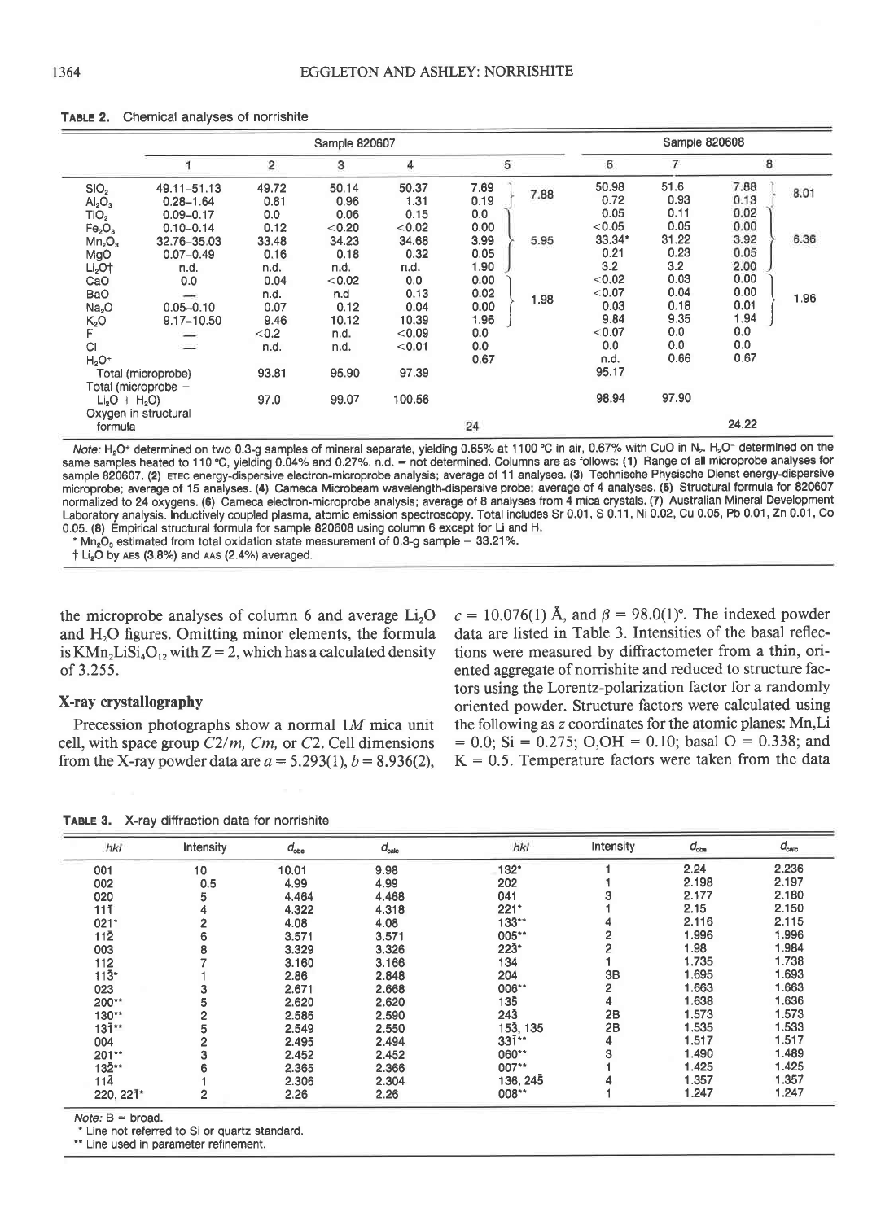**TABLE 2.** Chemical analyses of norrishite

| | Sample 820607 | | | | | | Sample 820608 | | | |
|---|---|---|---|---|---|---|---|---|---|---|
| | 1 | 2 | 3 | 4 | 5 | | 6 | 7 | 8 | |
| $SiO_2$ | 49.11–51.13 | 49.72 | 50.14 | 50.37 | 7.69 | 7.88 | 50.98 | 51.6 | 7.88 | 8.01 |
| $Al_2O_3$ | 0.28–1.64 | 0.81 | 0.96 | 1.31 | 0.19 | | 0.72 | 0.93 | 0.13 | |
| $TiO_2$ | 0.09–0.17 | 0.0 | 0.06 | 0.15 | 0.0 | 5.95 | 0.05 | 0.11 | 0.02 | 6.36 |
| $Fe_2O_3$ | 0.10–0.14 | 0.12 | <0.20 | <0.02 | 0.00 | | <0.05 | 0.05 | 0.00 | |
| $Mn_2O_3$ | 32.76–35.03 | 33.48 | 34.23 | 34.68 | 3.99 | | 33.34* | 31.22 | 3.92 | |
| MgO | 0.07–0.49 | 0.16 | 0.18 | 0.32 | 0.05 | | 0.21 | 0.23 | 0.05 | |
| $Li_2O$† | n.d. | n.d. | n.d. | n.d. | 1.90 | | 3.2 | 3.2 | 2.00 | |
| CaO | 0.0 | 0.04 | <0.02 | 0.0 | 0.00 | 1.98 | <0.02 | 0.03 | 0.00 | 1.96 |
| BaO | — | n.d. | n.d | 0.13 | 0.02 | | <0.07 | 0.04 | 0.00 | |
| $Na_2O$ | 0.05–0.10 | 0.07 | 0.12 | 0.04 | 0.00 | | 0.03 | 0.18 | 0.01 | |
| $K_2O$ | 9.17–10.50 | 9.46 | 10.12 | 10.39 | 1.96 | | 9.84 | 9.35 | 1.94 | |
| F | — | <0.2 | n.d. | <0.09 | 0.0 | | <0.07 | 0.0 | 0.0 | |
| Cl | — | n.d. | n.d. | <0.01 | 0.0 | | 0.0 | 0.0 | 0.0 | |
| $H_2O^+$ | | | | | 0.67 | | n.d. | 0.66 | 0.67 | |
| Total (microprobe) | | 93.81 | 95.90 | 97.39 | | | 95.17 | | | |
| Total (microprobe + $Li_2O$ + $H_2O$) | | 97.0 | 99.07 | 100.56 | | | 98.94 | 97.90 | | |
| Oxygen in structural formula | | | | | 24 | | | | 24.22 | |

*Note:* $H_2O^+$ determined on two 0.3-g samples of mineral separate, yielding 0.65% at 1100 °C in air, 0.67% with CuO in $N_2$. $H_2O^-$ determined on the same samples heated to 110 °C, yielding 0.04% and 0.27%. n.d. = not determined. Columns are as follows: (1) Range of all microprobe analyses for sample 820607. (2) ETEC energy-dispersive electron-microprobe analysis; average of 11 analyses. (3) Technische Physische Dienst energy-dispersive microprobe; average of 15 analyses. (4) Cameca Microbeam wavelength-dispersive probe; average of 4 analyses. (5) Structural formula for 820607 normalized to 24 oxygens. (6) Cameca electron-microprobe analysis; average of 8 analyses from 4 mica crystals. (7) Australian Mineral Development Laboratory analysis. Inductively coupled plasma, atomic emission spectroscopy. Total includes Sr 0.01, S 0.11, Ni 0.02, Cu 0.05, Pb 0.01, Zn 0.01, Co 0.05. (8) Empirical structural formula for sample 820608 using column 6 except for Li and H.

\* $Mn_2O_3$ estimated from total oxidation state measurement of 0.3-g sample = 33.21%.

† $Li_2O$ by AES (3.8%) and AAS (2.4%) averaged.

the microprobe analyses of column 6 and average $Li_2O$ and $H_2O$ figures. Omitting minor elements, the formula is $KMn_2LiSi_4O_{12}$ with Z = 2, which has a calculated density of 3.255.

### X-ray crystallography

Precession photographs show a normal 1*M* mica unit cell, with space group *C*2/*m*, *Cm*, or *C*2. Cell dimensions from the X-ray powder data are $a = 5.293(1)$, $b = 8.936(2)$, $c = 10.076(1)$ Å, and $\beta = 98.0(1)°$. The indexed powder data are listed in Table 3. Intensities of the basal reflections were measured by diffractometer from a thin, oriented aggregate of norrishite and reduced to structure factors using the Lorentz-polarization factor for a randomly oriented powder. Structure factors were calculated using the following as *z* coordinates for the atomic planes: Mn,Li = 0.0; Si = 0.275; O,OH = 0.10; basal O = 0.338; and K = 0.5. Temperature factors were taken from the data

**TABLE 3.** X-ray diffraction data for norrishite

| *hkl* | Intensity | $d_{obs}$ | $d_{calc}$ | *hkl* | Intensity | $d_{obs}$ | $d_{calc}$ |
|---|---|---|---|---|---|---|---|
| 001 | 10 | 10.01 | 9.98 | 132* | 1 | 2.24 | 2.236 |
| 002 | 0.5 | 4.99 | 4.99 | 202 | 1 | 2.198 | 2.197 |
| 020 | 5 | 4.464 | 4.468 | 041 | 3 | 2.177 | 2.180 |
| 11$\bar{1}$ | 4 | 4.322 | 4.318 | 221* | 1 | 2.15 | 2.150 |
| 021* | 2 | 4.08 | 4.08 | 13$\bar{3}$** | 4 | 2.116 | 2.115 |
| 11$\bar{2}$ | 6 | 3.571 | 3.571 | 005** | 2 | 1.996 | 1.996 |
| 003 | 8 | 3.329 | 3.326 | 22$\bar{3}$* | 2 | 1.98 | 1.984 |
| 112 | 7 | 3.160 | 3.166 | 134 | 1 | 1.735 | 1.738 |
| 11$\bar{3}$* | 1 | 2.86 | 2.848 | 204 | 3B | 1.695 | 1.693 |
| 023 | 3 | 2.671 | 2.668 | 006** | 2 | 1.663 | 1.663 |
| 200** | 5 | 2.620 | 2.620 | 13$\bar{5}$ | 4 | 1.638 | 1.636 |
| 130** | 2 | 2.586 | 2.590 | 24$\bar{3}$ | 2B | 1.573 | 1.573 |
| 13$\bar{1}$** | 5 | 2.549 | 2.550 | 15$\bar{3}$, 135 | 2B | 1.535 | 1.533 |
| 004 | 2 | 2.495 | 2.494 | 33$\bar{1}$** | 4 | 1.517 | 1.517 |
| 201** | 3 | 2.452 | 2.452 | 060** | 3 | 1.490 | 1.489 |
| 13$\bar{2}$** | 6 | 2.365 | 2.366 | 007** | 1 | 1.425 | 1.425 |
| 11$\bar{4}$ | 1 | 2.306 | 2.304 | 136, 24$\bar{5}$ | 4 | 1.357 | 1.357 |
| 220, 22$\bar{1}$* | 2 | 2.26 | 2.26 | 008** | 1 | 1.247 | 1.247 |

*Note:* B = broad.

\* Line not referred to Si or quartz standard.

\*\* Line used in parameter refinement.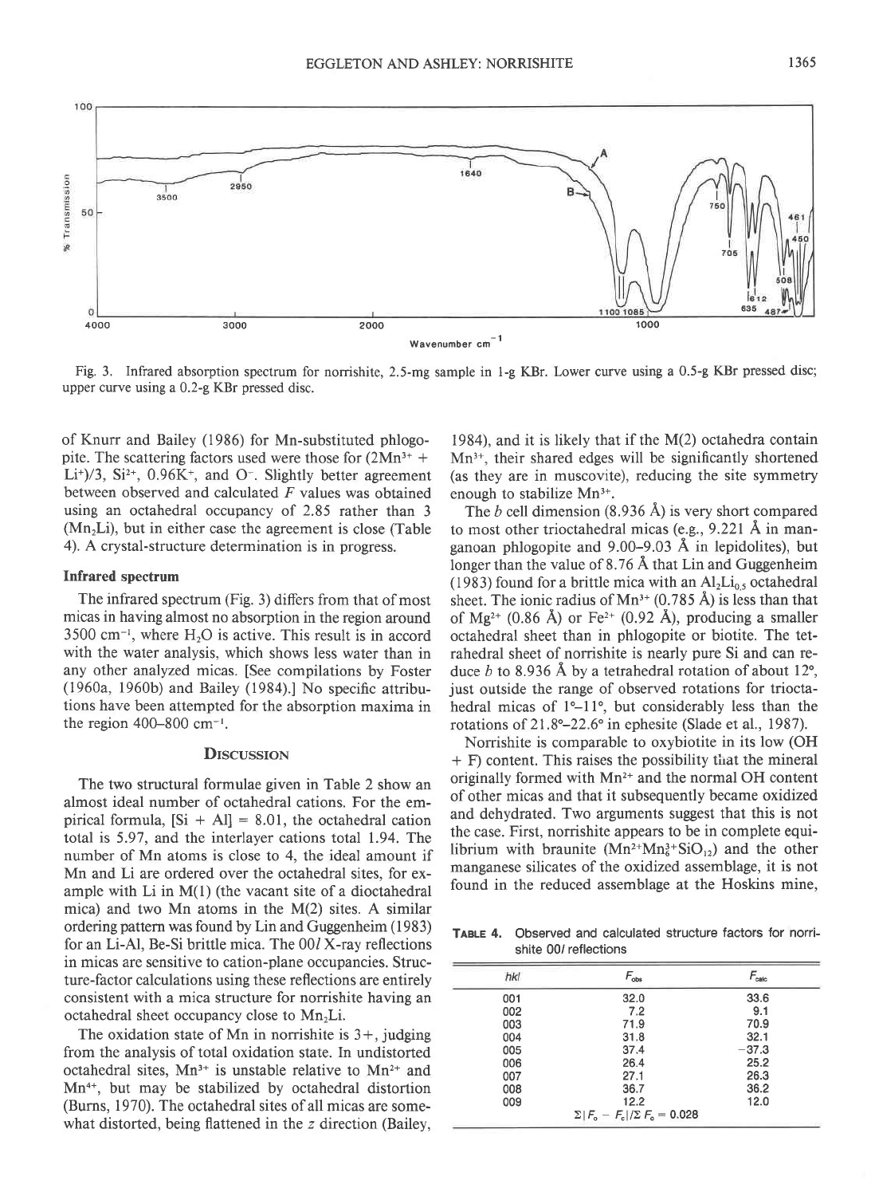Fig. 3. Infrared absorption spectrum for norrishite, 2.5-mg sample in 1-g KBr. Lower curve using a 0.5-g KBr pressed disc; upper curve using a 0.2-g KBr pressed disc.

of Knurr and Bailey (1986) for Mn-substituted phlogopite. The scattering factors used were those for $(2Mn^{3+} + Li^{+})/3$, $Si^{2+}$, $0.96K^{+}$, and $O^{-}$. Slightly better agreement between observed and calculated $F$ values was obtained using an octahedral occupancy of 2.85 rather than 3 ($Mn_2Li$), but in either case the agreement is close (Table 4). A crystal-structure determination is in progress.

### Infrared spectrum

The infrared spectrum (Fig. 3) differs from that of most micas in having almost no absorption in the region around 3500 $cm^{-1}$, where $H_2O$ is active. This result is in accord with the water analysis, which shows less water than in any other analyzed micas. [See compilations by Foster (1960a, 1960b) and Bailey (1984).] No specific attributions have been attempted for the absorption maxima in the region 400–800 $cm^{-1}$.

## Discussion

The two structural formulae given in Table 2 show an almost ideal number of octahedral cations. For the empirical formula, [Si + Al] = 8.01, the octahedral cation total is 5.97, and the interlayer cations total 1.94. The number of Mn atoms is close to 4, the ideal amount if Mn and Li are ordered over the octahedral sites, for example with Li in M(1) (the vacant site of a dioctahedral mica) and two Mn atoms in the M(2) sites. A similar ordering pattern was found by Lin and Guggenheim (1983) for an Li-Al, Be-Si brittle mica. The $00l$ X-ray reflections in micas are sensitive to cation-plane occupancies. Structure-factor calculations using these reflections are entirely consistent with a mica structure for norrishite having an octahedral sheet occupancy close to $Mn_2Li$.

The oxidation state of Mn in norrishite is 3+, judging from the analysis of total oxidation state. In undistorted octahedral sites, $Mn^{3+}$ is unstable relative to $Mn^{2+}$ and $Mn^{4+}$, but may be stabilized by octahedral distortion (Burns, 1970). The octahedral sites of all micas are somewhat distorted, being flattened in the $z$ direction (Bailey, 1984), and it is likely that if the M(2) octahedra contain $Mn^{3+}$, their shared edges will be significantly shortened (as they are in muscovite), reducing the site symmetry enough to stabilize $Mn^{3+}$.

The $b$ cell dimension (8.936 Å) is very short compared to most other trioctahedral micas (e.g., 9.221 Å in manganoan phlogopite and 9.00–9.03 Å in lepidolites), but longer than the value of 8.76 Å that Lin and Guggenheim (1983) found for a brittle mica with an $Al_2Li_{0.5}$ octahedral sheet. The ionic radius of $Mn^{3+}$ (0.785 Å) is less than that of $Mg^{2+}$ (0.86 Å) or $Fe^{2+}$ (0.92 Å), producing a smaller octahedral sheet than in phlogopite or biotite. The tetrahedral sheet of norrishite is nearly pure Si and can reduce $b$ to 8.936 Å by a tetrahedral rotation of about 12°, just outside the range of observed rotations for trioctahedral micas of 1°–11°, but considerably less than the rotations of 21.8°–22.6° in ephesite (Slade et al., 1987).

Norrishite is comparable to oxybiotite in its low (OH + F) content. This raises the possibility that the mineral originally formed with $Mn^{2+}$ and the normal OH content of other micas and that it subsequently became oxidized and dehydrated. Two arguments suggest that this is not the case. First, norrishite appears to be in complete equilibrium with braunite ($Mn^{2+}Mn_6^{3+}SiO_{12}$) and the other manganese silicates of the oxidized assemblage, it is not found in the reduced assemblage at the Hoskins mine,

**Table 4.** Observed and calculated structure factors for norrishite $00l$ reflections

| $hkl$ | $F_{obs}$ | $F_{calc}$ |
|---|---|---|
| 001 | 32.0 | 33.6 |
| 002 | 7.2 | 9.1 |
| 003 | 71.9 | 70.9 |
| 004 | 31.8 | 32.1 |
| 005 | 37.4 | −37.3 |
| 006 | 26.4 | 25.2 |
| 007 | 27.1 | 26.3 |
| 008 | 36.7 | 36.2 |
| 009 | 12.2 | 12.0 |

$\Sigma|F_o - F_c|/\Sigma F_o = 0.028$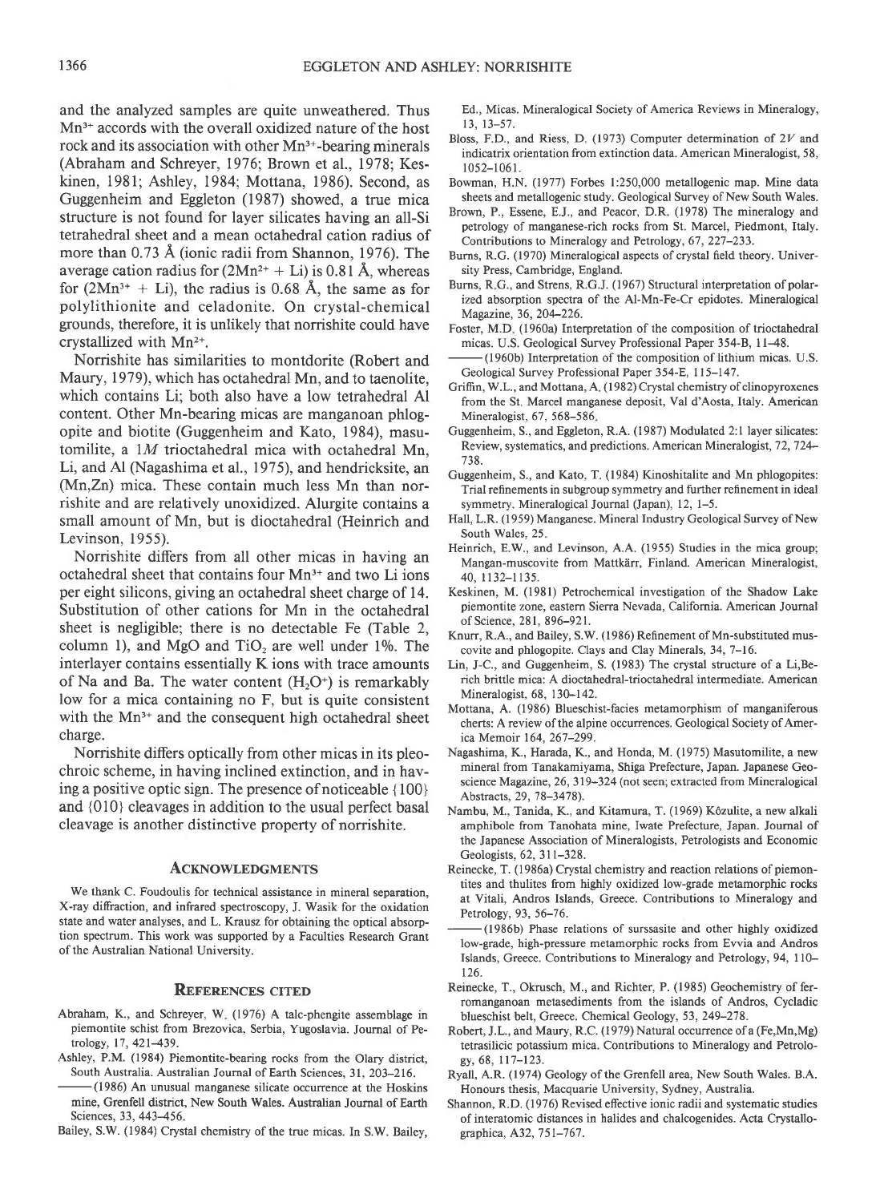and the analyzed samples are quite unweathered. Thus $Mn^{3+}$ accords with the overall oxidized nature of the host rock and its association with other $Mn^{3+}$-bearing minerals (Abraham and Schreyer, 1976; Brown et al., 1978; Keskinen, 1981; Ashley, 1984; Mottana, 1986). Second, as Guggenheim and Eggleton (1987) showed, a true mica structure is not found for layer silicates having an all-Si tetrahedral sheet and a mean octahedral cation radius of more than 0.73 Å (ionic radii from Shannon, 1976). The average cation radius for ($2Mn^{2+}$ + Li) is 0.81 Å, whereas for ($2Mn^{3+}$ + Li), the radius is 0.68 Å, the same as for polylithionite and celadonite. On crystal-chemical grounds, therefore, it is unlikely that norrishite could have crystallized with $Mn^{2+}$.

Norrishite has similarities to montdorite (Robert and Maury, 1979), which has octahedral Mn, and to taenolite, which contains Li; both also have a low tetrahedral Al content. Other Mn-bearing micas are manganoan phlogopite and biotite (Guggenheim and Kato, 1984), masutomilite, a *1M* trioctahedral mica with octahedral Mn, Li, and Al (Nagashima et al., 1975), and hendricksite, an (Mn,Zn) mica. These contain much less Mn than norrishite and are relatively unoxidized. Alurgite contains a small amount of Mn, but is dioctahedral (Heinrich and Levinson, 1955).

Norrishite differs from all other micas in having an octahedral sheet that contains four $Mn^{3+}$ and two Li ions per eight silicons, giving an octahedral sheet charge of 14. Substitution of other cations for Mn in the octahedral sheet is negligible; there is no detectable Fe (Table 2, column 1), and MgO and $TiO_2$ are well under 1%. The interlayer contains essentially K ions with trace amounts of Na and Ba. The water content ($H_2O^+$) is remarkably low for a mica containing no F, but is quite consistent with the $Mn^{3+}$ and the consequent high octahedral sheet charge.

Norrishite differs optically from other micas in its pleochroic scheme, in having inclined extinction, and in having a positive optic sign. The presence of noticeable {100} and {010} cleavages in addition to the usual perfect basal cleavage is another distinctive property of norrishite.

## Acknowledgments

We thank C. Foudoulis for technical assistance in mineral separation, X-ray diffraction, and infrared spectroscopy, J. Wasik for the oxidation state and water analyses, and L. Krausz for obtaining the optical absorption spectrum. This work was supported by a Faculties Research Grant of the Australian National University.

## References Cited

Abraham, K., and Schreyer, W. (1976) A talc-phengite assemblage in piemontite schist from Brezovica, Serbia, Yugoslavia. Journal of Petrology, 17, 421–439.

Ashley, P.M. (1984) Piemontite-bearing rocks from the Olary district, South Australia. Australian Journal of Earth Sciences, 31, 203–216.

——— (1986) An unusual manganese silicate occurrence at the Hoskins mine, Grenfell district, New South Wales. Australian Journal of Earth Sciences, 33, 443–456.

Bailey, S.W. (1984) Crystal chemistry of the true micas. In S.W. Bailey, Ed., Micas. Mineralogical Society of America Reviews in Mineralogy, 13, 13–57.

Bloss, F.D., and Riess, D. (1973) Computer determination of 2*V* and indicatrix orientation from extinction data. American Mineralogist, 58, 1052–1061.

Bowman, H.N. (1977) Forbes 1:250,000 metallogenic map. Mine data sheets and metallogenic study. Geological Survey of New South Wales.

Brown, P., Essene, E.J., and Peacor, D.R. (1978) The mineralogy and petrology of manganese-rich rocks from St. Marcel, Piedmont, Italy. Contributions to Mineralogy and Petrology, 67, 227–233.

Burns, R.G. (1970) Mineralogical aspects of crystal field theory. University Press, Cambridge, England.

Burns, R.G., and Strens, R.G.J. (1967) Structural interpretation of polarized absorption spectra of the Al-Mn-Fe-Cr epidotes. Mineralogical Magazine, 36, 204–226.

Foster, M.D. (1960a) Interpretation of the composition of trioctahedral micas. U.S. Geological Survey Professional Paper 354-B, 11–48.

——— (1960b) Interpretation of the composition of lithium micas. U.S. Geological Survey Professional Paper 354-E, 115–147.

Griffin, W.L., and Mottana, A. (1982) Crystal chemistry of clinopyroxenes from the St. Marcel manganese deposit, Val d'Aosta, Italy. American Mineralogist, 67, 568–586.

Guggenheim, S., and Eggleton, R.A. (1987) Modulated 2:1 layer silicates: Review, systematics, and predictions. American Mineralogist, 72, 724–738.

Guggenheim, S., and Kato, T. (1984) Kinoshitalite and Mn phlogopites: Trial refinements in subgroup symmetry and further refinement in ideal symmetry. Mineralogical Journal (Japan), 12, 1–5.

Hall, L.R. (1959) Manganese. Mineral Industry Geological Survey of New South Wales, 25.

Heinrich, E.W., and Levinson, A.A. (1955) Studies in the mica group; Mangan-muscovite from Mattkärr, Finland. American Mineralogist, 40, 1132–1135.

Keskinen, M. (1981) Petrochemical investigation of the Shadow Lake piemontite zone, eastern Sierra Nevada, California. American Journal of Science, 281, 896–921.

Knurr, R.A., and Bailey, S.W. (1986) Refinement of Mn-substituted muscovite and phlogopite. Clays and Clay Minerals, 34, 7–16.

Lin, J-C., and Guggenheim, S. (1983) The crystal structure of a Li,Be-rich brittle mica: A dioctahedral-trioctahedral intermediate. American Mineralogist, 68, 130–142.

Mottana, A. (1986) Blueschist-facies metamorphism of manganiferous cherts: A review of the alpine occurrences. Geological Society of America Memoir 164, 267–299.

Nagashima, K., Harada, K., and Honda, M. (1975) Masutomilite, a new mineral from Tanakamiyama, Shiga Prefecture, Japan. Japanese Geoscience Magazine, 26, 319–324 (not seen; extracted from Mineralogical Abstracts, 29, 78–3478).

Nambu, M., Tanida, K., and Kitamura, T. (1969) Kôzulite, a new alkali amphibole from Tanohata mine, Iwate Prefecture, Japan. Journal of the Japanese Association of Mineralogists, Petrologists and Economic Geologists, 62, 311–328.

Reinecke, T. (1986a) Crystal chemistry and reaction relations of piemontites and thulites from highly oxidized low-grade metamorphic rocks at Vitali, Andros Islands, Greece. Contributions to Mineralogy and Petrology, 93, 56–76.

——— (1986b) Phase relations of surssasite and other highly oxidized low-grade, high-pressure metamorphic rocks from Evvia and Andros Islands, Greece. Contributions to Mineralogy and Petrology, 94, 110–126.

Reinecke, T., Okrusch, M., and Richter, P. (1985) Geochemistry of ferromanganoan metasediments from the islands of Andros, Cycladic blueschist belt, Greece. Chemical Geology, 53, 249–278.

Robert, J.L., and Maury, R.C. (1979) Natural occurrence of a (Fe,Mn,Mg) tetrasilicic potassium mica. Contributions to Mineralogy and Petrology, 68, 117–123.

Ryall, A.R. (1974) Geology of the Grenfell area, New South Wales. B.A. Honours thesis, Macquarie University, Sydney, Australia.

Shannon, R.D. (1976) Revised effective ionic radii and systematic studies of interatomic distances in halides and chalcogenides. Acta Crystallographica, A32, 751–767.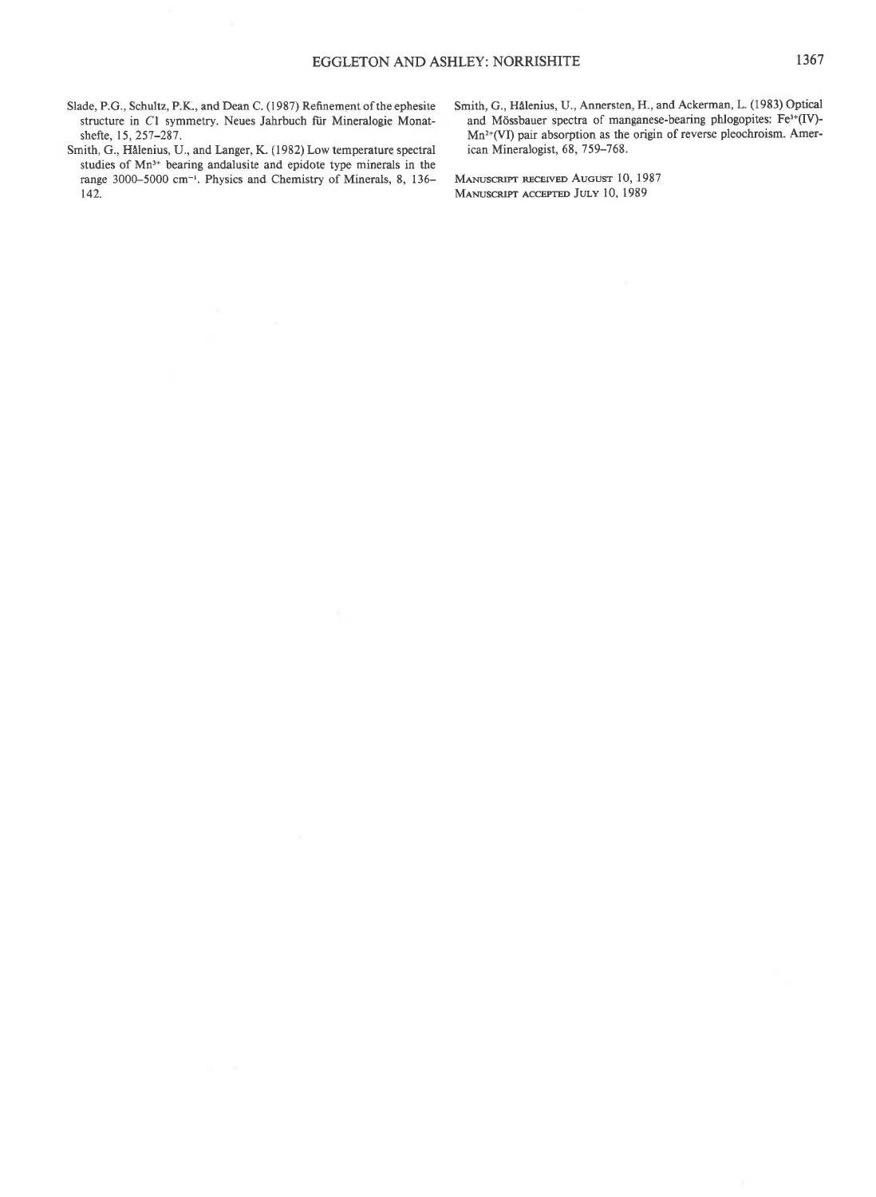Slade, P.G., Schultz, P.K., and Dean C. (1987) Refinement of the ephesite structure in C1 symmetry. Neues Jahrbuch für Mineralogie Monatshefte, 15, 257–287.

Smith, G., Hålenius, U., and Langer, K. (1982) Low temperature spectral studies of $Mn^{3+}$ bearing andalusite and epidote type minerals in the range 3000–5000 $cm^{-1}$. Physics and Chemistry of Minerals, 8, 136–142.

Smith, G., Hålenius, U., Annersten, H., and Ackerman, L. (1983) Optical and Mössbauer spectra of manganese-bearing phlogopites: $Fe^{3+}$(IV)-$Mn^{2+}$(VI) pair absorption as the origin of reverse pleochroism. American Mineralogist, 68, 759–768.

MANUSCRIPT RECEIVED AUGUST 10, 1987
MANUSCRIPT ACCEPTED JULY 10, 1989